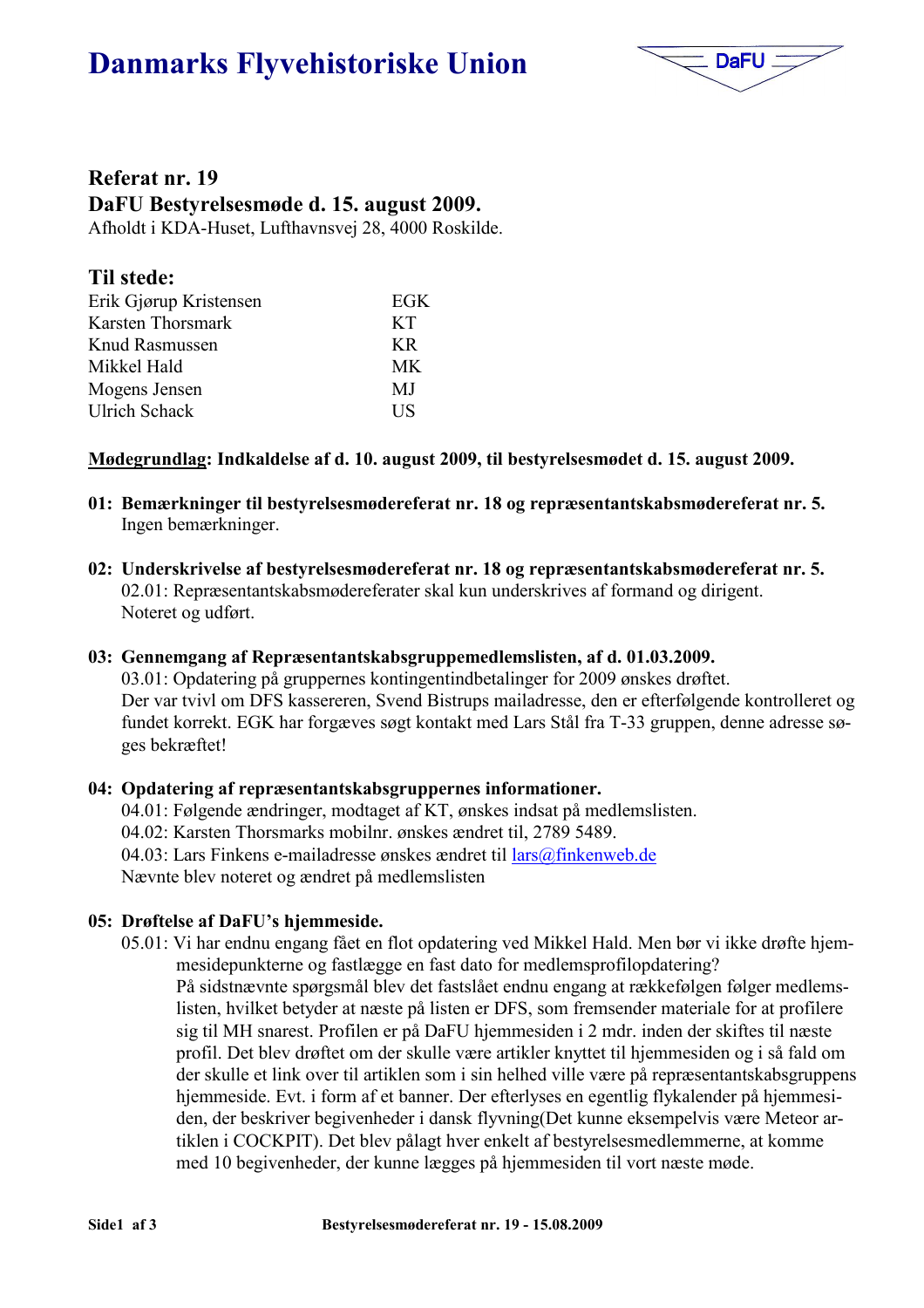# Danmarks Flyvehistoriske Union

DaFU

## Referat nr. 19

## DaFU Bestyrelsesmøde d. 15. august 2009.

Afholdt i KDA-Huset, Lufthavnsvej 28, 4000 Roskilde.

### Til stede:

| | |
|---|---|
| Erik Gjørup Kristensen | EGK |
| Karsten Thorsmark | KT |
| Knud Rasmussen | KR |
| Mikkel Hald | MK |
| Mogens Jensen | MJ |
| Ulrich Schack | US |

**Mødegrundlag: Indkaldelse af d. 10. august 2009, til bestyrelsesmødet d. 15. august 2009.**

**01: Bemærkninger til bestyrelsesmødereferat nr. 18 og repræsentantskabsmødereferat nr. 5.**
Ingen bemærkninger.

**02: Underskrivelse af bestyrelsesmødereferat nr. 18 og repræsentantskabsmødereferat nr. 5.**
02.01: Repræsentantskabsmødereferater skal kun underskrives af formand og dirigent.
Noteret og udført.

**03: Gennemgang af Repræsentantskabsgruppemedlemslisten, af d. 01.03.2009.**
03.01: Opdatering på gruppernes kontingentindbetalinger for 2009 ønskes drøftet.
Der var tvivl om DFS kassereren, Svend Bistrups mailadresse, den er efterfølgende kontrolleret og fundet korrekt. EGK har forgæves søgt kontakt med Lars Stål fra T-33 gruppen, denne adresse søges bekræftet!

**04: Opdatering af repræsentantskabsgruppernes informationer.**
04.01: Følgende ændringer, modtaget af KT, ønskes indsat på medlemslisten.
04.02: Karsten Thorsmarks mobilnr. ønskes ændret til, 2789 5489.
04.03: Lars Finkens e-mailadresse ønskes ændret til lars@finkenweb.de
Nævnte blev noteret og ændret på medlemslisten

**05: Drøftelse af DaFU's hjemmeside.**
05.01: Vi har endnu engang fået en flot opdatering ved Mikkel Hald. Men bør vi ikke drøfte hjemmesidepunkterne og fastlægge en fast dato for medlemsprofilopdatering?
På sidstnævnte spørgsmål blev det fastslået endnu engang at rækkefølgen følger medlemslisten, hvilket betyder at næste på listen er DFS, som fremsender materiale for at profilere sig til MH snarest. Profilen er på DaFU hjemmesiden i 2 mdr. inden der skiftes til næste profil. Det blev drøftet om der skulle være artikler knyttet til hjemmesiden og i så fald om der skulle et link over til artiklen som i sin helhed ville være på repræsentantskabsgruppens hjemmeside. Evt. i form af et banner. Der efterlyses en egentlig flykalender på hjemmesiden, der beskriver begivenheder i dansk flyvning(Det kunne eksempelvis være Meteor artiklen i COCKPIT). Det blev pålagt hver enkelt af bestyrelsesmedlemmerne, at komme med 10 begivenheder, der kunne lægges på hjemmesiden til vort næste møde.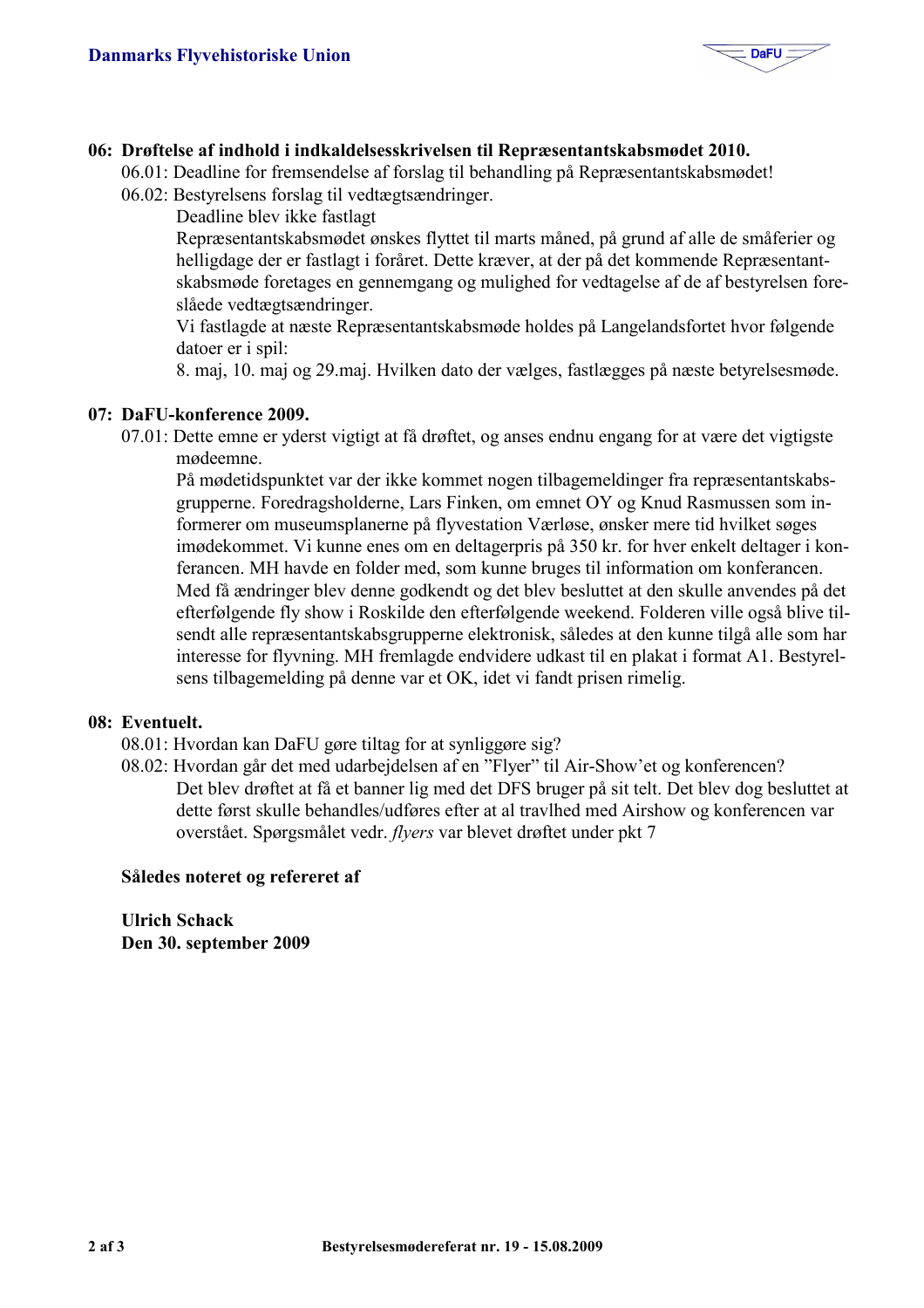**06: Drøftelse af indhold i indkaldelsesskrivelsen til Repræsentantskabsmødet 2010.**

06.01: Deadline for fremsendelse af forslag til behandling på Repræsentantskabsmødet!

06.02: Bestyrelsens forslag til vedtægtsændringer.

Deadline blev ikke fastlagt

Repræsentantskabsmødet ønskes flyttet til marts måned, på grund af alle de småferier og helligdage der er fastlagt i foråret. Dette kræver, at der på det kommende Repræsentantskabsmøde foretages en gennemgang og mulighed for vedtagelse af de af bestyrelsen foreslåede vedtægtsændringer.

Vi fastlagde at næste Repræsentantskabsmøde holdes på Langelandsfortet hvor følgende datoer er i spil:

8. maj, 10. maj og 29.maj. Hvilken dato der vælges, fastlægges på næste betyrelsesmøde.

**07: DaFU-konference 2009.**

07.01: Dette emne er yderst vigtigt at få drøftet, og anses endnu engang for at være det vigtigste mødeemne.

På mødetidspunktet var der ikke kommet nogen tilbagemeldinger fra repræsentantskabsgrupperne. Foredragsholderne, Lars Finken, om emnet OY og Knud Rasmussen som informerer om museumsplanerne på flyvestation Værløse, ønsker mere tid hvilket søges imødekommet. Vi kunne enes om en deltagerpris på 350 kr. for hver enkelt deltager i konferancen. MH havde en folder med, som kunne bruges til information om konferancen. Med få ændringer blev denne godkendt og det blev besluttet at den skulle anvendes på det efterfølgende fly show i Roskilde den efterfølgende weekend. Folderen ville også blive tilsendt alle repræsentantskabsgrupperne elektronisk, således at den kunne tilgå alle som har interesse for flyvning. MH fremlagde endvidere udkast til en plakat i format A1. Bestyrelsens tilbagemelding på denne var et OK, idet vi fandt prisen rimelig.

**08: Eventuelt.**

08.01: Hvordan kan DaFU gøre tiltag for at synliggøre sig?

08.02: Hvordan går det med udarbejdelsen af en "Flyer" til Air-Show'et og konferencen?

Det blev drøftet at få et banner lig med det DFS bruger på sit telt. Det blev dog besluttet at dette først skulle behandles/udføres efter at al travlhed med Airshow og konferencen var overstået. Spørgsmålet vedr. *flyers* var blevet drøftet under pkt 7

**Således noteret og refereret af**

**Ulrich Schack**
**Den 30. september 2009**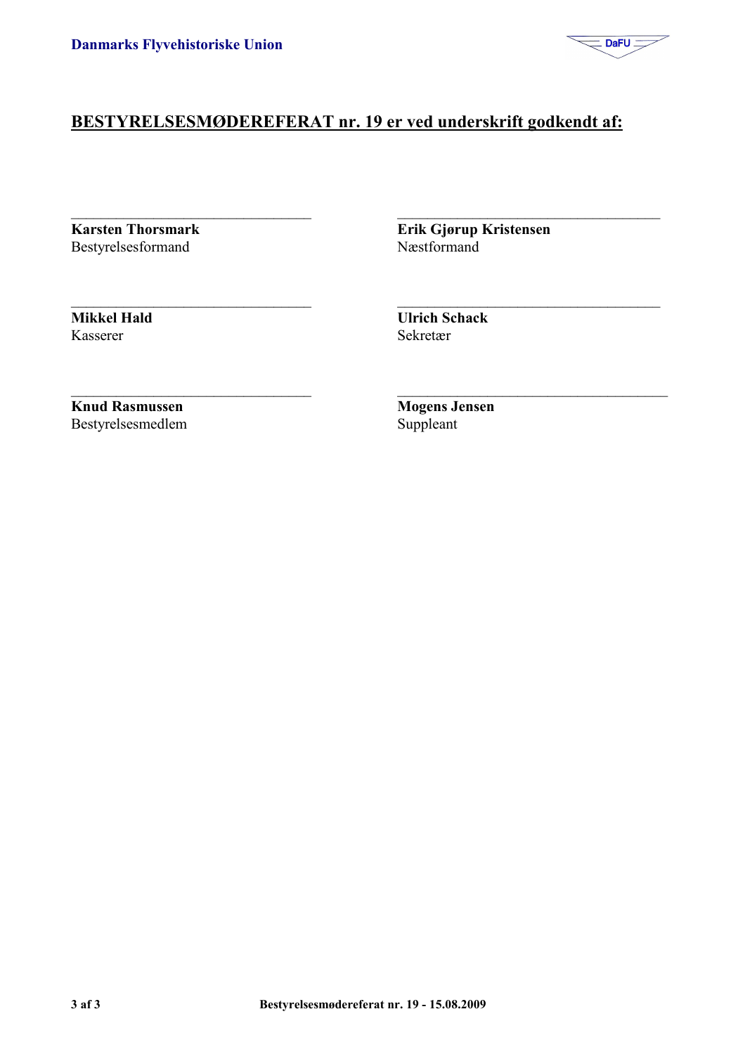## BESTYRELSESMØDEREFERAT nr. 19 er ved underskrift godkendt af:

| | |
|---|---|
| \_\_\_\_\_\_\_\_\_\_\_\_\_\_\_\_\_\_\_\_\_\_\_\_\_\_\_\_\_\_ | \_\_\_\_\_\_\_\_\_\_\_\_\_\_\_\_\_\_\_\_\_\_\_\_\_\_\_\_\_\_ |
| **Karsten Thorsmark**<br>Bestyrelsesformand | **Erik Gjørup Kristensen**<br>Næstformand |
| \_\_\_\_\_\_\_\_\_\_\_\_\_\_\_\_\_\_\_\_\_\_\_\_\_\_\_\_\_\_ | \_\_\_\_\_\_\_\_\_\_\_\_\_\_\_\_\_\_\_\_\_\_\_\_\_\_\_\_\_\_ |
| **Mikkel Hald**<br>Kasserer | **Ulrich Schack**<br>Sekretær |
| \_\_\_\_\_\_\_\_\_\_\_\_\_\_\_\_\_\_\_\_\_\_\_\_\_\_\_\_\_\_ | \_\_\_\_\_\_\_\_\_\_\_\_\_\_\_\_\_\_\_\_\_\_\_\_\_\_\_\_\_\_ |
| **Knud Rasmussen**<br>Bestyrelsesmedlem | **Mogens Jensen**<br>Suppleant |